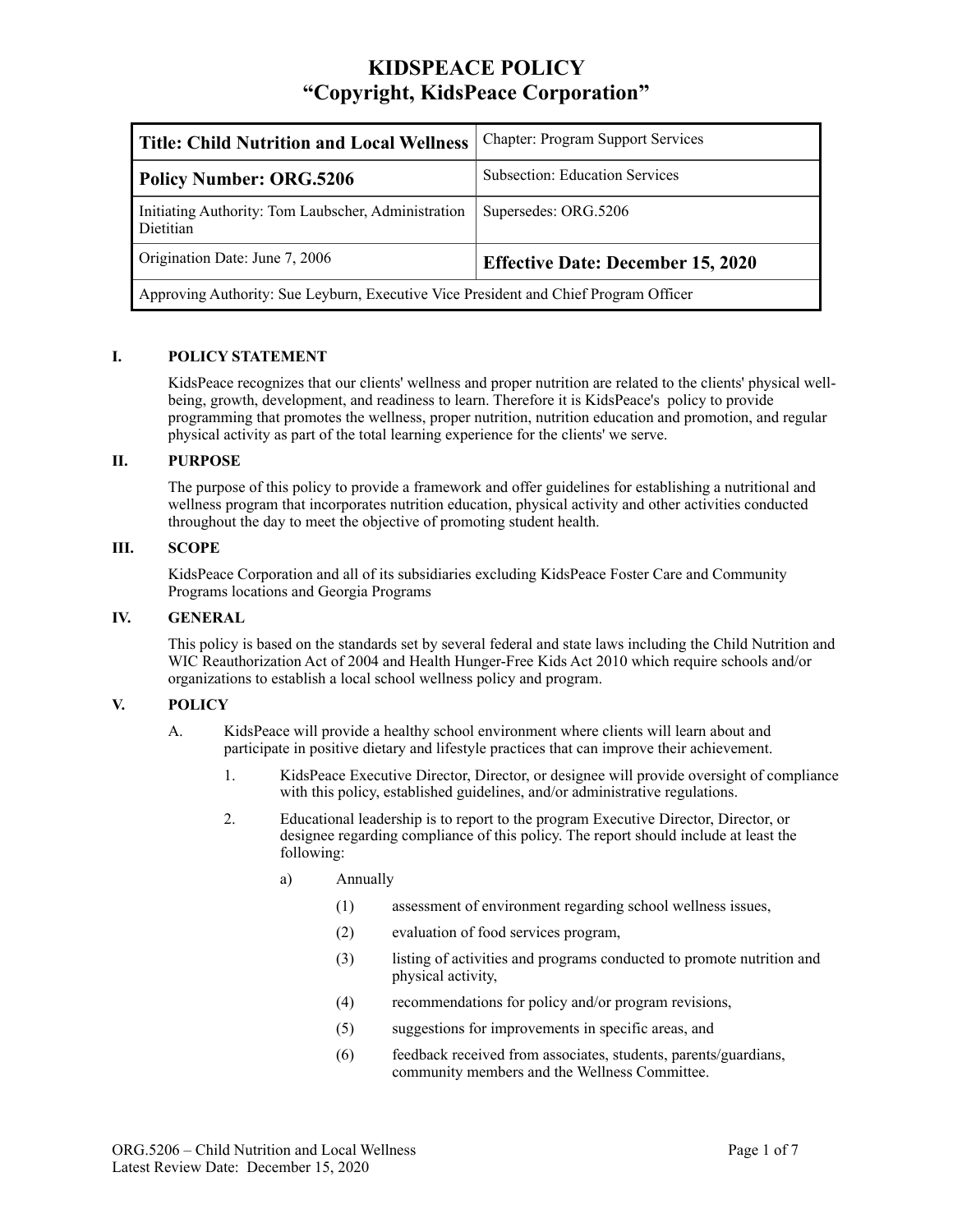# KIDSPEACE POLICY
# "Copyright, KidsPeace Corporation"

| **Title: Child Nutrition and Local Wellness** | Chapter: Program Support Services |
|---|---|
| **Policy Number: ORG.5206** | Subsection: Education Services |
| Initiating Authority: Tom Laubscher, Administration Dietitian | Supersedes: ORG.5206 |
| Origination Date: June 7, 2006 | **Effective Date: December 15, 2020** |
| Approving Authority: Sue Leyburn, Executive Vice President and Chief Program Officer | |

## I. POLICY STATEMENT

KidsPeace recognizes that our clients' wellness and proper nutrition are related to the clients' physical well-being, growth, development, and readiness to learn. Therefore it is KidsPeace's policy to provide programming that promotes the wellness, proper nutrition, nutrition education and promotion, and regular physical activity as part of the total learning experience for the clients' we serve.

## II. PURPOSE

The purpose of this policy to provide a framework and offer guidelines for establishing a nutritional and wellness program that incorporates nutrition education, physical activity and other activities conducted throughout the day to meet the objective of promoting student health.

## III. SCOPE

KidsPeace Corporation and all of its subsidiaries excluding KidsPeace Foster Care and Community Programs locations and Georgia Programs

## IV. GENERAL

This policy is based on the standards set by several federal and state laws including the Child Nutrition and WIC Reauthorization Act of 2004 and Health Hunger-Free Kids Act 2010 which require schools and/or organizations to establish a local school wellness policy and program.

## V. POLICY

A. KidsPeace will provide a healthy school environment where clients will learn about and participate in positive dietary and lifestyle practices that can improve their achievement.

  1. KidsPeace Executive Director, Director, or designee will provide oversight of compliance with this policy, established guidelines, and/or administrative regulations.

  2. Educational leadership is to report to the program Executive Director, Director, or designee regarding compliance of this policy. The report should include at least the following:

    a) Annually

      (1) assessment of environment regarding school wellness issues,

      (2) evaluation of food services program,

      (3) listing of activities and programs conducted to promote nutrition and physical activity,

      (4) recommendations for policy and/or program revisions,

      (5) suggestions for improvements in specific areas, and

      (6) feedback received from associates, students, parents/guardians, community members and the Wellness Committee.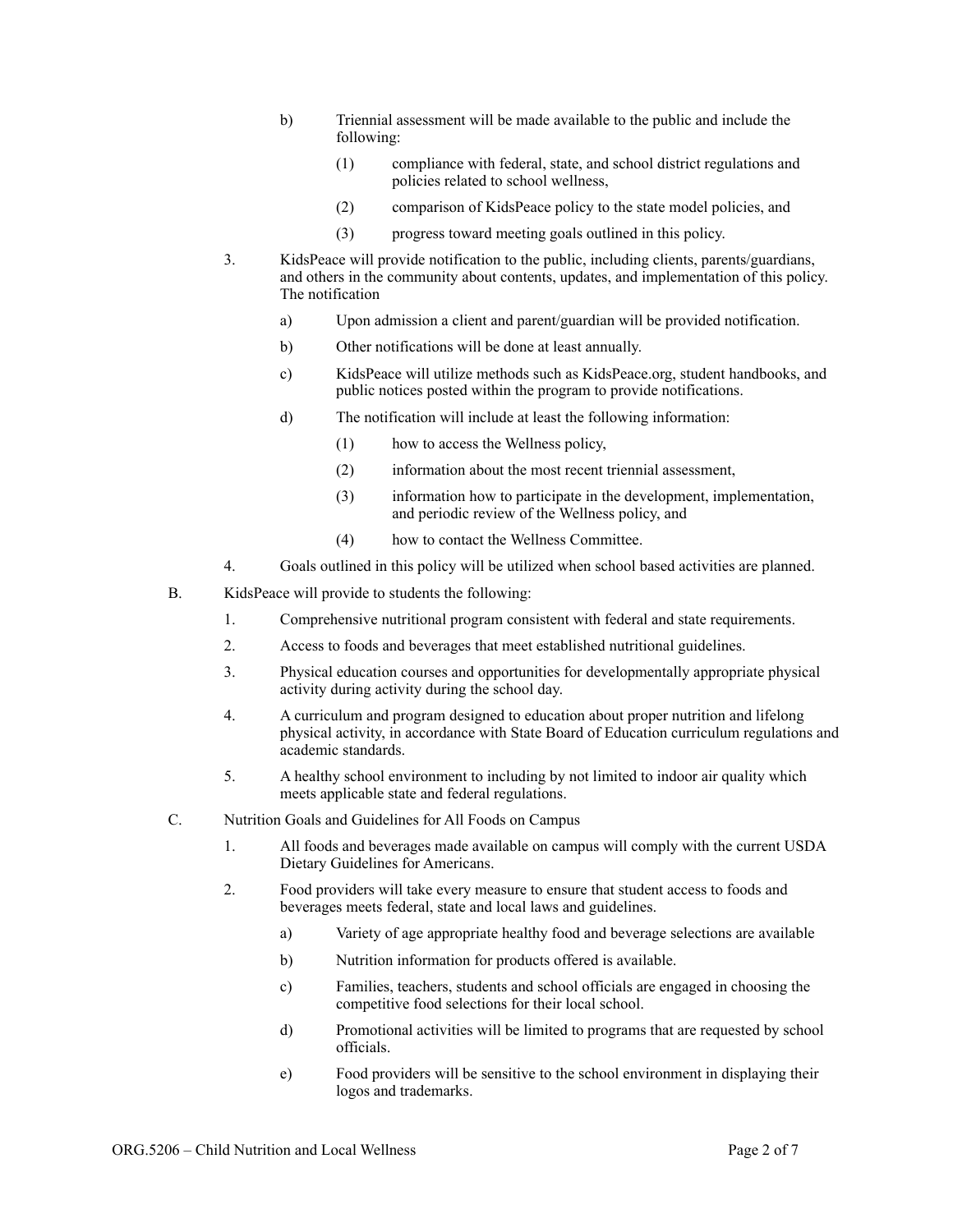b) Triennial assessment will be made available to the public and include the following:

   (1) compliance with federal, state, and school district regulations and policies related to school wellness,

   (2) comparison of KidsPeace policy to the state model policies, and

   (3) progress toward meeting goals outlined in this policy.

3. KidsPeace will provide notification to the public, including clients, parents/guardians, and others in the community about contents, updates, and implementation of this policy. The notification

   a) Upon admission a client and parent/guardian will be provided notification.

   b) Other notifications will be done at least annually.

   c) KidsPeace will utilize methods such as KidsPeace.org, student handbooks, and public notices posted within the program to provide notifications.

   d) The notification will include at least the following information:

      (1) how to access the Wellness policy,

      (2) information about the most recent triennial assessment,

      (3) information how to participate in the development, implementation, and periodic review of the Wellness policy, and

      (4) how to contact the Wellness Committee.

4. Goals outlined in this policy will be utilized when school based activities are planned.

B. KidsPeace will provide to students the following:

   1. Comprehensive nutritional program consistent with federal and state requirements.

   2. Access to foods and beverages that meet established nutritional guidelines.

   3. Physical education courses and opportunities for developmentally appropriate physical activity during activity during the school day.

   4. A curriculum and program designed to education about proper nutrition and lifelong physical activity, in accordance with State Board of Education curriculum regulations and academic standards.

   5. A healthy school environment to including by not limited to indoor air quality which meets applicable state and federal regulations.

C. Nutrition Goals and Guidelines for All Foods on Campus

   1. All foods and beverages made available on campus will comply with the current USDA Dietary Guidelines for Americans.

   2. Food providers will take every measure to ensure that student access to foods and beverages meets federal, state and local laws and guidelines.

      a) Variety of age appropriate healthy food and beverage selections are available

      b) Nutrition information for products offered is available.

      c) Families, teachers, students and school officials are engaged in choosing the competitive food selections for their local school.

      d) Promotional activities will be limited to programs that are requested by school officials.

      e) Food providers will be sensitive to the school environment in displaying their logos and trademarks.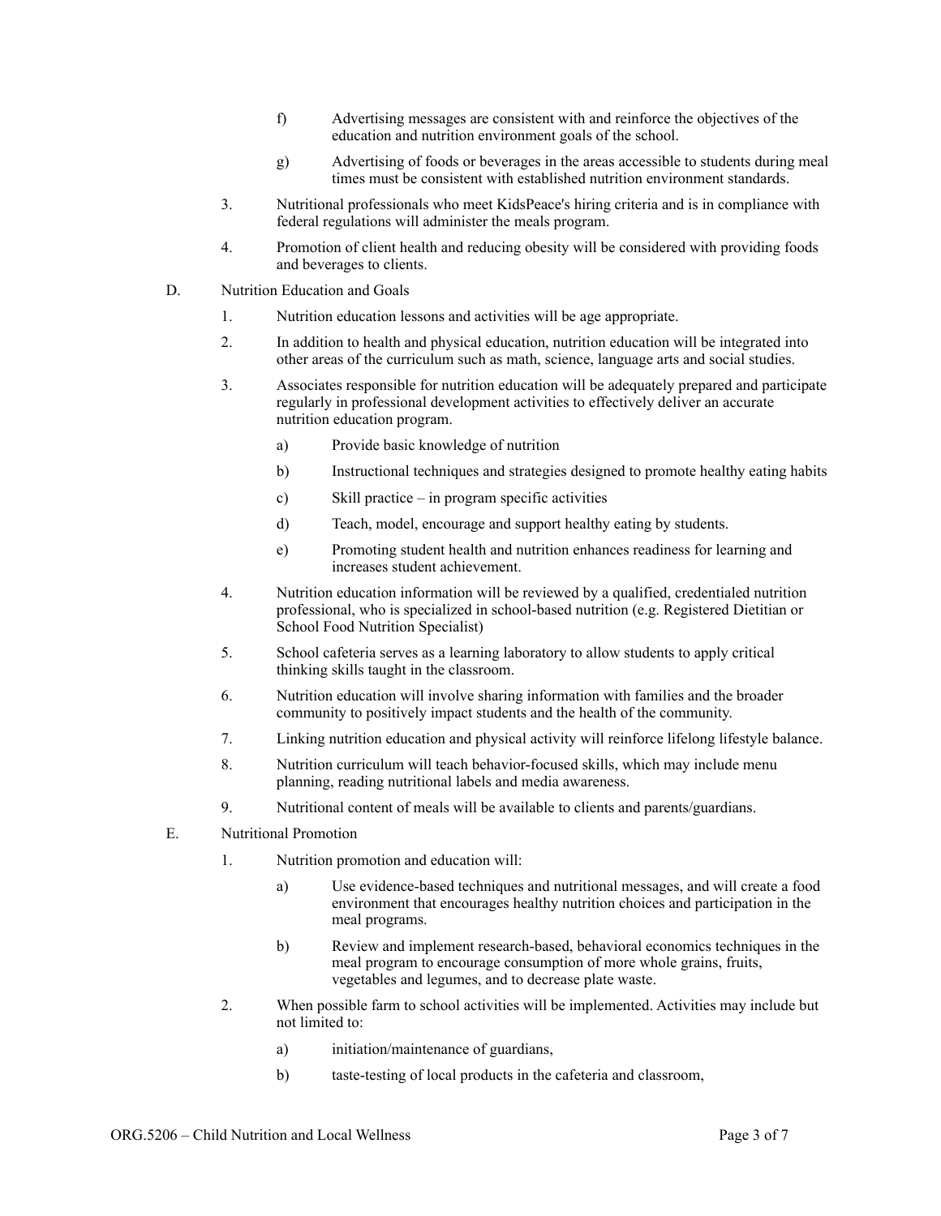f) Advertising messages are consistent with and reinforce the objectives of the education and nutrition environment goals of the school.

g) Advertising of foods or beverages in the areas accessible to students during meal times must be consistent with established nutrition environment standards.

3. Nutritional professionals who meet KidsPeace's hiring criteria and is in compliance with federal regulations will administer the meals program.

4. Promotion of client health and reducing obesity will be considered with providing foods and beverages to clients.

D. Nutrition Education and Goals

1. Nutrition education lessons and activities will be age appropriate.

2. In addition to health and physical education, nutrition education will be integrated into other areas of the curriculum such as math, science, language arts and social studies.

3. Associates responsible for nutrition education will be adequately prepared and participate regularly in professional development activities to effectively deliver an accurate nutrition education program.

   a) Provide basic knowledge of nutrition

   b) Instructional techniques and strategies designed to promote healthy eating habits

   c) Skill practice – in program specific activities

   d) Teach, model, encourage and support healthy eating by students.

   e) Promoting student health and nutrition enhances readiness for learning and increases student achievement.

4. Nutrition education information will be reviewed by a qualified, credentialed nutrition professional, who is specialized in school-based nutrition (e.g. Registered Dietitian or School Food Nutrition Specialist)

5. School cafeteria serves as a learning laboratory to allow students to apply critical thinking skills taught in the classroom.

6. Nutrition education will involve sharing information with families and the broader community to positively impact students and the health of the community.

7. Linking nutrition education and physical activity will reinforce lifelong lifestyle balance.

8. Nutrition curriculum will teach behavior-focused skills, which may include menu planning, reading nutritional labels and media awareness.

9. Nutritional content of meals will be available to clients and parents/guardians.

E. Nutritional Promotion

1. Nutrition promotion and education will:

   a) Use evidence-based techniques and nutritional messages, and will create a food environment that encourages healthy nutrition choices and participation in the meal programs.

   b) Review and implement research-based, behavioral economics techniques in the meal program to encourage consumption of more whole grains, fruits, vegetables and legumes, and to decrease plate waste.

2. When possible farm to school activities will be implemented. Activities may include but not limited to:

   a) initiation/maintenance of guardians,

   b) taste-testing of local products in the cafeteria and classroom,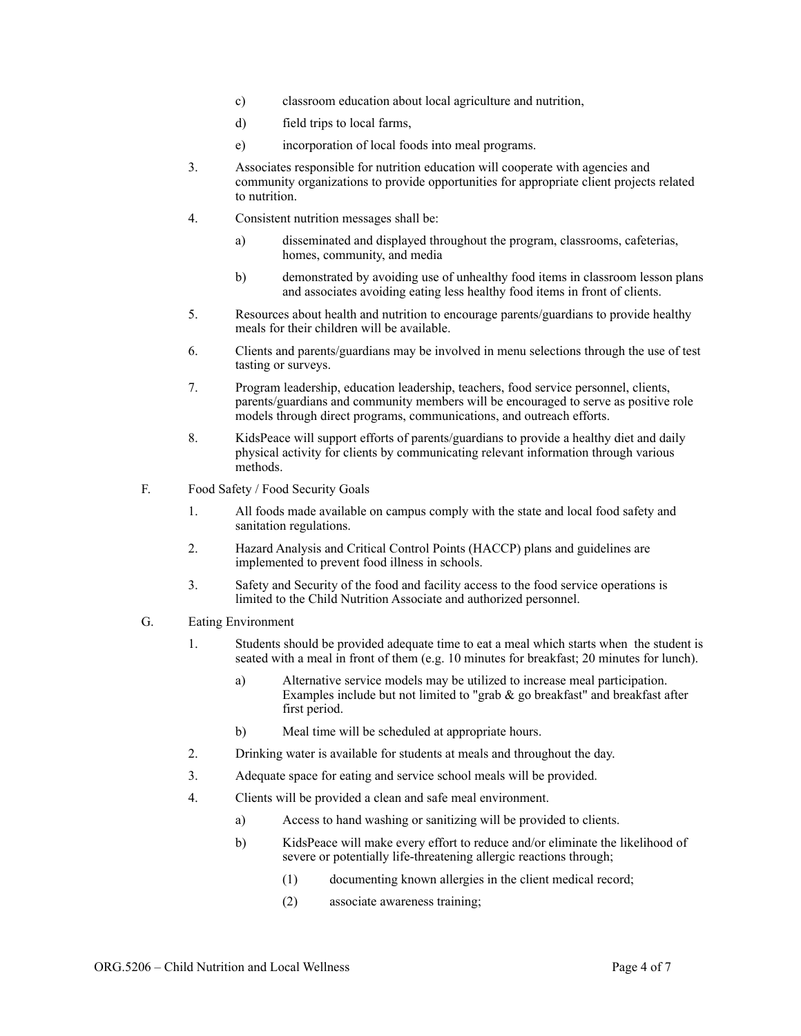c) classroom education about local agriculture and nutrition,

d) field trips to local farms,

e) incorporation of local foods into meal programs.

3. Associates responsible for nutrition education will cooperate with agencies and community organizations to provide opportunities for appropriate client projects related to nutrition.

4. Consistent nutrition messages shall be:

   a) disseminated and displayed throughout the program, classrooms, cafeterias, homes, community, and media

   b) demonstrated by avoiding use of unhealthy food items in classroom lesson plans and associates avoiding eating less healthy food items in front of clients.

5. Resources about health and nutrition to encourage parents/guardians to provide healthy meals for their children will be available.

6. Clients and parents/guardians may be involved in menu selections through the use of test tasting or surveys.

7. Program leadership, education leadership, teachers, food service personnel, clients, parents/guardians and community members will be encouraged to serve as positive role models through direct programs, communications, and outreach efforts.

8. KidsPeace will support efforts of parents/guardians to provide a healthy diet and daily physical activity for clients by communicating relevant information through various methods.

F. Food Safety / Food Security Goals

1. All foods made available on campus comply with the state and local food safety and sanitation regulations.

2. Hazard Analysis and Critical Control Points (HACCP) plans and guidelines are implemented to prevent food illness in schools.

3. Safety and Security of the food and facility access to the food service operations is limited to the Child Nutrition Associate and authorized personnel.

G. Eating Environment

1. Students should be provided adequate time to eat a meal which starts when the student is seated with a meal in front of them (e.g. 10 minutes for breakfast; 20 minutes for lunch).

   a) Alternative service models may be utilized to increase meal participation. Examples include but not limited to "grab & go breakfast" and breakfast after first period.

   b) Meal time will be scheduled at appropriate hours.

2. Drinking water is available for students at meals and throughout the day.

3. Adequate space for eating and service school meals will be provided.

4. Clients will be provided a clean and safe meal environment.

   a) Access to hand washing or sanitizing will be provided to clients.

   b) KidsPeace will make every effort to reduce and/or eliminate the likelihood of severe or potentially life-threatening allergic reactions through;

      (1) documenting known allergies in the client medical record;

      (2) associate awareness training;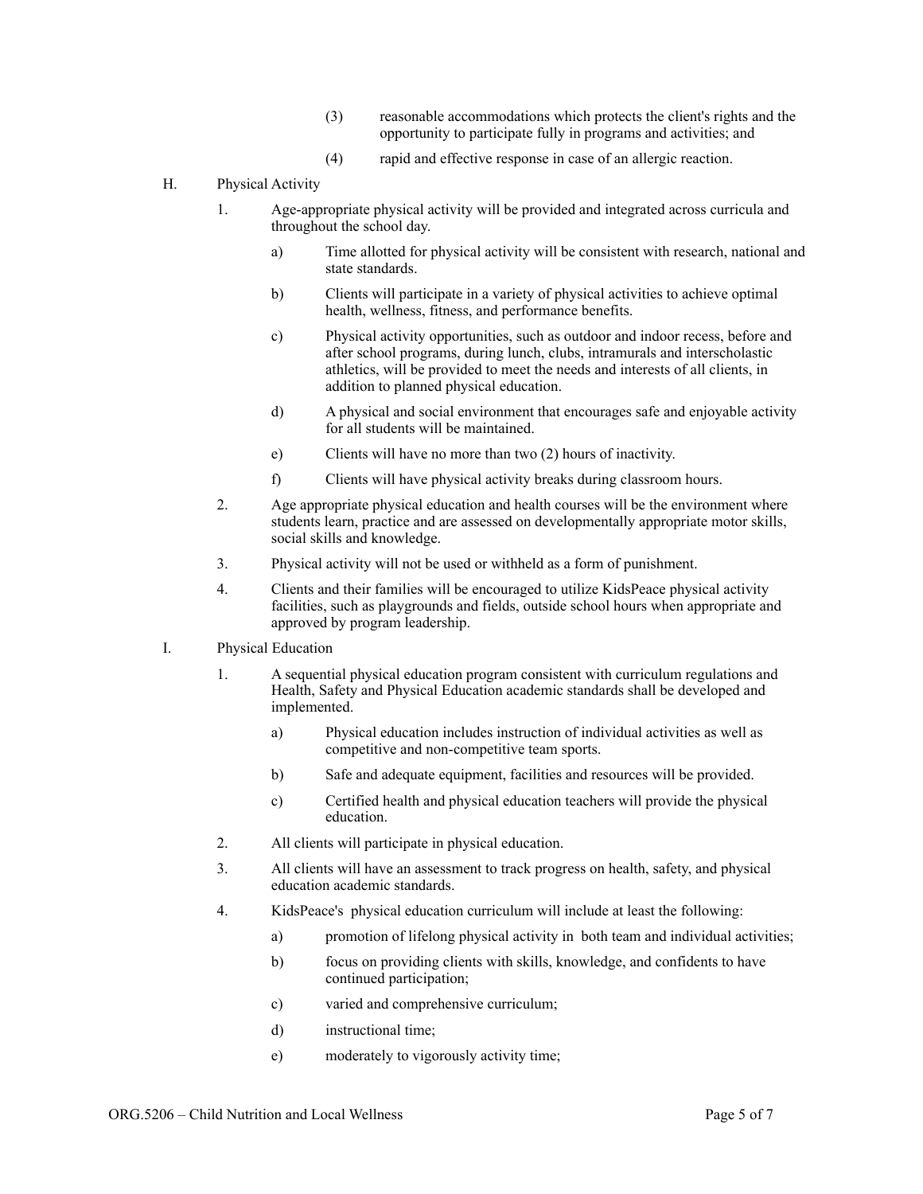(3) reasonable accommodations which protects the client's rights and the opportunity to participate fully in programs and activities; and

(4) rapid and effective response in case of an allergic reaction.

H. Physical Activity

1. Age-appropriate physical activity will be provided and integrated across curricula and throughout the school day.

   a) Time allotted for physical activity will be consistent with research, national and state standards.

   b) Clients will participate in a variety of physical activities to achieve optimal health, wellness, fitness, and performance benefits.

   c) Physical activity opportunities, such as outdoor and indoor recess, before and after school programs, during lunch, clubs, intramurals and interscholastic athletics, will be provided to meet the needs and interests of all clients, in addition to planned physical education.

   d) A physical and social environment that encourages safe and enjoyable activity for all students will be maintained.

   e) Clients will have no more than two (2) hours of inactivity.

   f) Clients will have physical activity breaks during classroom hours.

2. Age appropriate physical education and health courses will be the environment where students learn, practice and are assessed on developmentally appropriate motor skills, social skills and knowledge.

3. Physical activity will not be used or withheld as a form of punishment.

4. Clients and their families will be encouraged to utilize KidsPeace physical activity facilities, such as playgrounds and fields, outside school hours when appropriate and approved by program leadership.

I. Physical Education

1. A sequential physical education program consistent with curriculum regulations and Health, Safety and Physical Education academic standards shall be developed and implemented.

   a) Physical education includes instruction of individual activities as well as competitive and non-competitive team sports.

   b) Safe and adequate equipment, facilities and resources will be provided.

   c) Certified health and physical education teachers will provide the physical education.

2. All clients will participate in physical education.

3. All clients will have an assessment to track progress on health, safety, and physical education academic standards.

4. KidsPeace's physical education curriculum will include at least the following:

   a) promotion of lifelong physical activity in both team and individual activities;

   b) focus on providing clients with skills, knowledge, and confidents to have continued participation;

   c) varied and comprehensive curriculum;

   d) instructional time;

   e) moderately to vigorously activity time;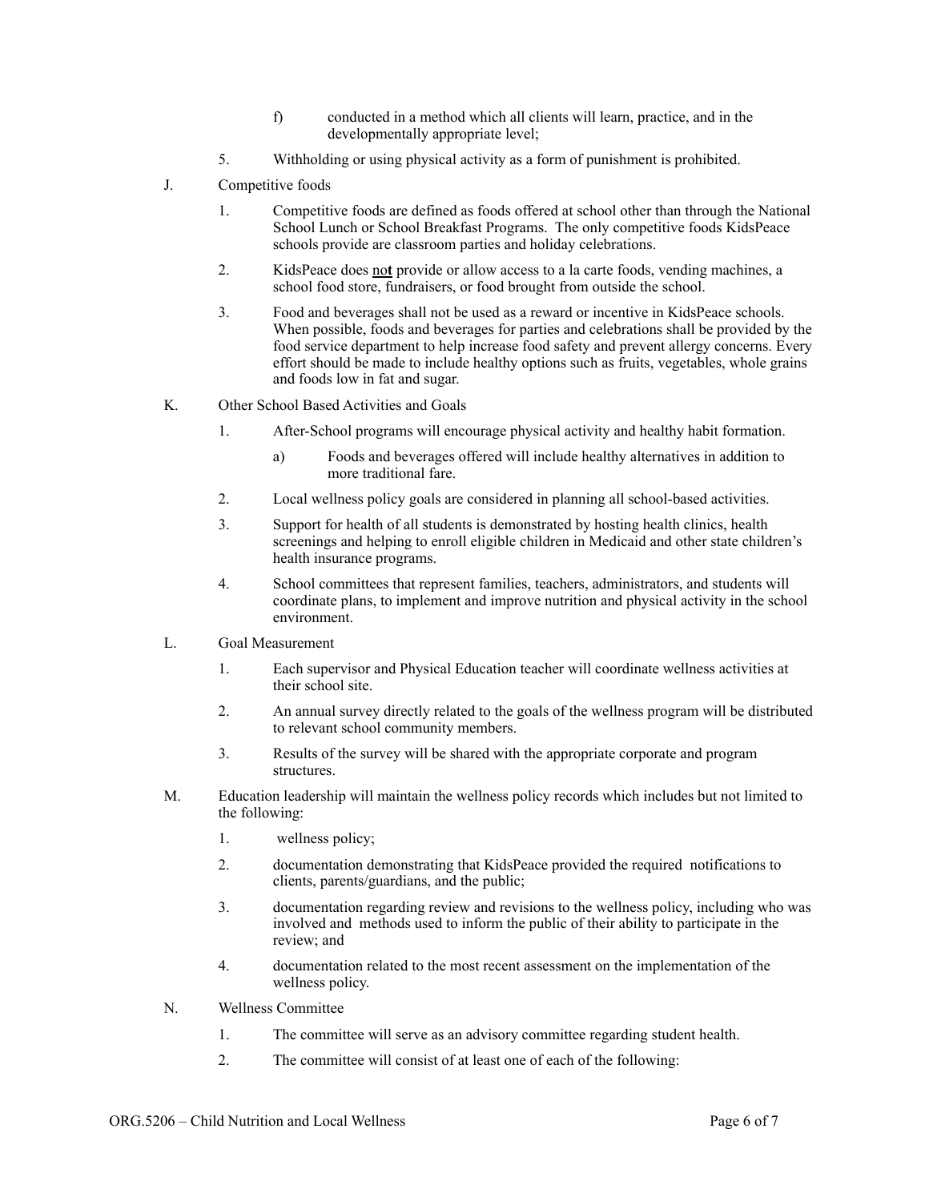f) conducted in a method which all clients will learn, practice, and in the developmentally appropriate level;

5. Withholding or using physical activity as a form of punishment is prohibited.

J. Competitive foods

1. Competitive foods are defined as foods offered at school other than through the National School Lunch or School Breakfast Programs. The only competitive foods KidsPeace schools provide are classroom parties and holiday celebrations.

2. KidsPeace does <u>no**t**</u> provide or allow access to a la carte foods, vending machines, a school food store, fundraisers, or food brought from outside the school.

3. Food and beverages shall not be used as a reward or incentive in KidsPeace schools. When possible, foods and beverages for parties and celebrations shall be provided by the food service department to help increase food safety and prevent allergy concerns. Every effort should be made to include healthy options such as fruits, vegetables, whole grains and foods low in fat and sugar.

K. Other School Based Activities and Goals

1. After-School programs will encourage physical activity and healthy habit formation.

    a) Foods and beverages offered will include healthy alternatives in addition to more traditional fare.

2. Local wellness policy goals are considered in planning all school-based activities.

3. Support for health of all students is demonstrated by hosting health clinics, health screenings and helping to enroll eligible children in Medicaid and other state children's health insurance programs.

4. School committees that represent families, teachers, administrators, and students will coordinate plans, to implement and improve nutrition and physical activity in the school environment.

L. Goal Measurement

1. Each supervisor and Physical Education teacher will coordinate wellness activities at their school site.

2. An annual survey directly related to the goals of the wellness program will be distributed to relevant school community members.

3. Results of the survey will be shared with the appropriate corporate and program structures.

M. Education leadership will maintain the wellness policy records which includes but not limited to the following:

1. wellness policy;

2. documentation demonstrating that KidsPeace provided the required notifications to clients, parents/guardians, and the public;

3. documentation regarding review and revisions to the wellness policy, including who was involved and methods used to inform the public of their ability to participate in the review; and

4. documentation related to the most recent assessment on the implementation of the wellness policy.

N. Wellness Committee

1. The committee will serve as an advisory committee regarding student health.

2. The committee will consist of at least one of each of the following: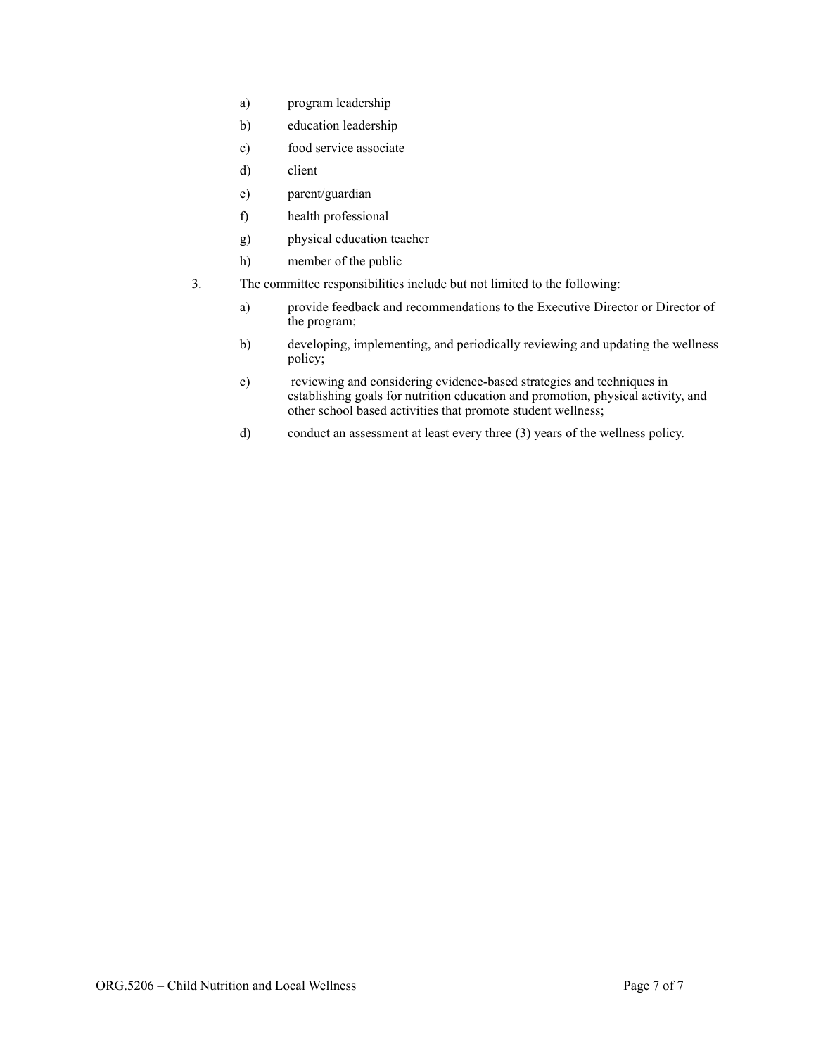a) program leadership

b) education leadership

c) food service associate

d) client

e) parent/guardian

f) health professional

g) physical education teacher

h) member of the public

3. The committee responsibilities include but not limited to the following:

   a) provide feedback and recommendations to the Executive Director or Director of the program;

   b) developing, implementing, and periodically reviewing and updating the wellness policy;

   c) reviewing and considering evidence-based strategies and techniques in establishing goals for nutrition education and promotion, physical activity, and other school based activities that promote student wellness;

   d) conduct an assessment at least every three (3) years of the wellness policy.